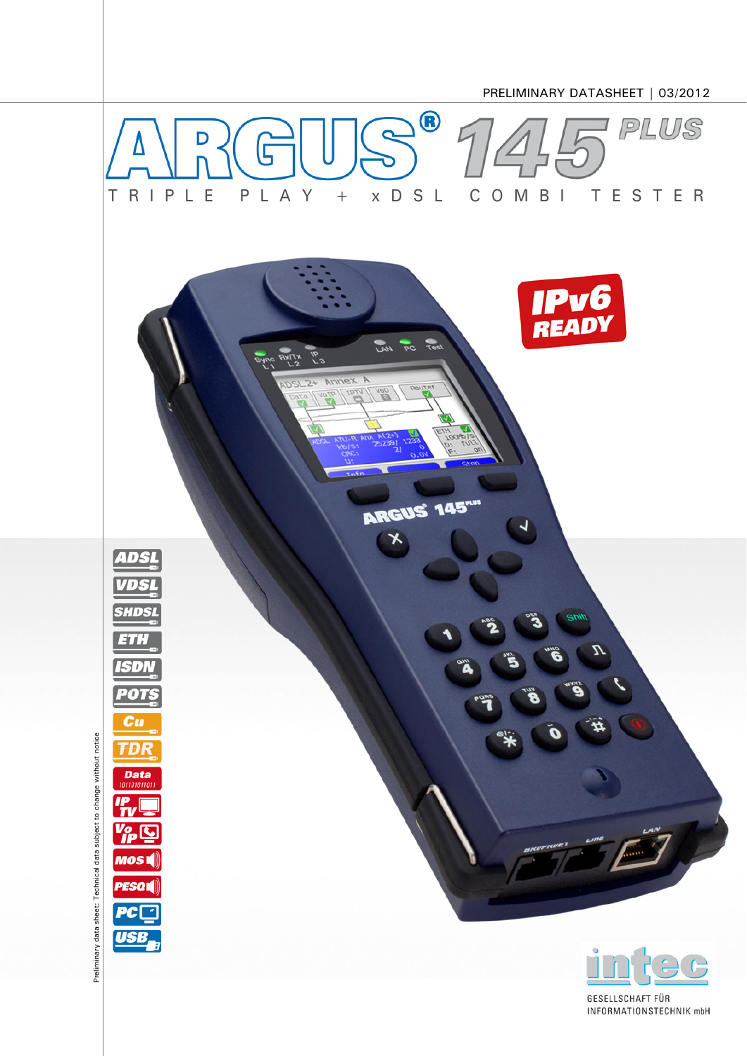PRELIMINARY DATASHEET | 03/2012

# ARGUS® 145 PLUS

TRIPLE PLAY + xDSL COMBI TESTER

IPv6 READY

ADSL

VDSL

SHDSL

ETH

ISDN

POTS

Cu

TDR

Data

IPTV

VoIP

MOS

PESQ

PC

USB

Preliminary data sheet: Technical data subject to change without notice

intec

GESELLSCHAFT FÜR INFORMATIONSTECHNIK mbH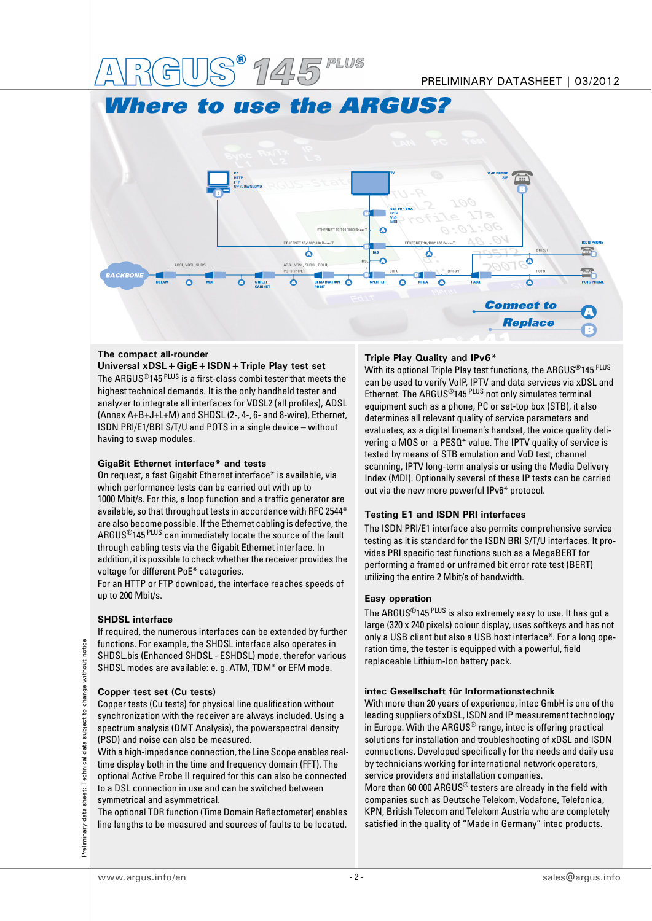# Where to use the ARGUS?

## The compact all-rounder

### Universal xDSL + GigE + ISDN + Triple Play test set

The ARGUS®145 PLUS is a first-class combi tester that meets the highest technical demands. It is the only handheld tester and analyzer to integrate all interfaces for VDSL2 (all profiles), ADSL (Annex A+B+J+L+M) and SHDSL (2-, 4-, 6- and 8-wire), Ethernet, ISDN PRI/E1/BRI S/T/U and POTS in a single device – without having to swap modules.

### GigaBit Ethernet interface* and tests

On request, a fast Gigabit Ethernet interface* is available, via which performance tests can be carried out with up to 1000 Mbit/s. For this, a loop function and a traffic generator are available, so that throughput tests in accordance with RFC 2544* are also become possible. If the Ethernet cabling is defective, the ARGUS®145 PLUS can immediately locate the source of the fault through cabling tests via the Gigabit Ethernet interface. In addition, it is possible to check whether the receiver provides the voltage for different PoE* categories.
For an HTTP or FTP download, the interface reaches speeds of up to 200 Mbit/s.

### SHDSL interface

If required, the numerous interfaces can be extended by further functions. For example, the SHDSL interface also operates in SHDSL.bis (Enhanced SHDSL - ESHDSL) mode, therefor various SHDSL modes are available: e. g. ATM, TDM* or EFM mode.

### Copper test set (Cu tests)

Copper tests (Cu tests) for physical line qualification without synchronization with the receiver are always included. Using a spectrum analysis (DMT Analysis), the powerspectral density (PSD) and noise can also be measured.
With a high-impedance connection, the Line Scope enables real-time display both in the time and frequency domain (FFT). The optional Active Probe II required for this can also be connected to a DSL connection in use and can be switched between symmetrical and asymmetrical.
The optional TDR function (Time Domain Reflectometer) enables line lengths to be measured and sources of faults to be located.

### Triple Play Quality and IPv6*

With its optional Triple Play test functions, the ARGUS®145 PLUS can be used to verify VoIP, IPTV and data services via xDSL and Ethernet. The ARGUS®145 PLUS not only simulates terminal equipment such as a phone, PC or set-top box (STB), it also determines all relevant quality of service parameters and evaluates, as a digital lineman's handset, the voice quality delivering a MOS or a PESQ* value. The IPTV quality of service is tested by means of STB emulation and VoD test, channel scanning, IPTV long-term analysis or using the Media Delivery Index (MDI). Optionally several of these IP tests can be carried out via the new more powerful IPv6* protocol.

### Testing E1 and ISDN PRI interfaces

The ISDN PRI/E1 interface also permits comprehensive service testing as it is standard for the ISDN BRI S/T/U interfaces. It provides PRI specific test functions such as a MegaBERT for performing a framed or unframed bit error rate test (BERT) utilizing the entire 2 Mbit/s of bandwidth.

### Easy operation

The ARGUS®145 PLUS is also extremely easy to use. It has got a large (320 x 240 pixels) colour display, uses softkeys and has not only a USB client but also a USB host interface*. For a long operation time, the tester is equipped with a powerful, field replaceable Lithium-Ion battery pack.

### intec Gesellschaft für Informationstechnik

With more than 20 years of experience, intec GmbH is one of the leading suppliers of xDSL, ISDN and IP measurement technology in Europe. With the ARGUS® range, intec is offering practical solutions for installation and troubleshooting of xDSL and ISDN connections. Developed specifically for the needs and daily use by technicians working for international network operators, service providers and installation companies.
More than 60 000 ARGUS® testers are already in the field with companies such as Deutsche Telekom, Vodafone, Telefonica, KPN, British Telecom and Telekom Austria who are completely satisfied in the quality of "Made in Germany" intec products.

Preliminary data sheet: Technical data subject to change without notice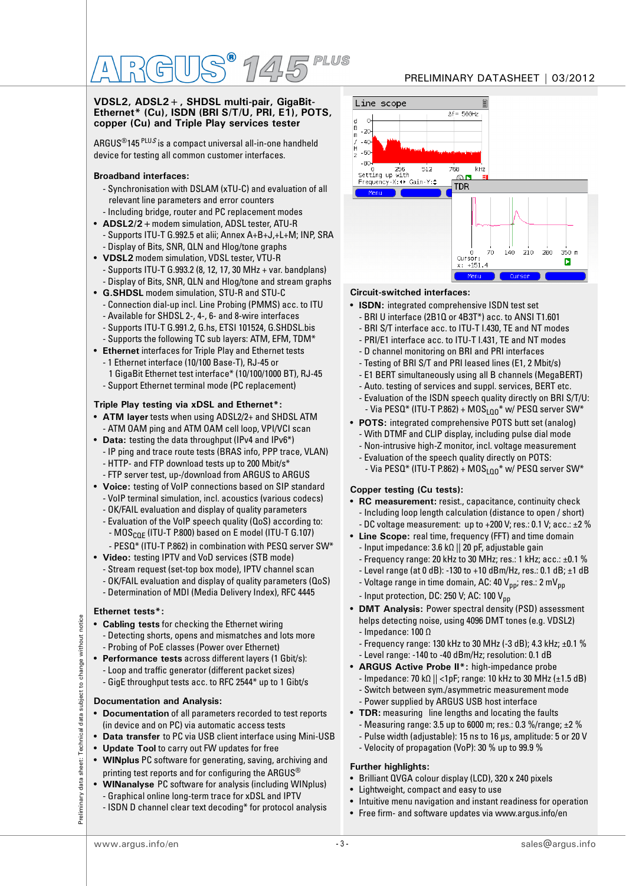# VDSL2, ADSL2+, SHDSL multi-pair, GigaBit-Ethernet* (Cu), ISDN (BRI S/T/U, PRI, E1), POTS, copper (Cu) and Triple Play services tester

ARGUS®145 PLUS is a compact universal all-in-one handheld device for testing all common customer interfaces.

### Broadband interfaces:

- Synchronisation with DSLAM (xTU-C) and evaluation of all relevant line parameters and error counters
- Including bridge, router and PC replacement modes

- **ADSL2/2+** modem simulation, ADSL tester, ATU-R
  - Supports ITU-T G.992.5 et alii; Annex A+B+J,+L+M; INP, SRA
  - Display of Bits, SNR, QLN and Hlog/tone graphs
- **VDSL2** modem simulation, VDSL tester, VTU-R
  - Supports ITU-T G.993.2 (8, 12, 17, 30 MHz + var. bandplans)
  - Display of Bits, SNR, QLN and Hlog/tone and stream graphs
- **G.SHDSL** modem simulation, STU-R and STU-C
  - Connection dial-up incl. Line Probing (PMMS) acc. to ITU
  - Available for SHDSL 2-, 4-, 6- and 8-wire interfaces
  - Supports ITU-T G.991.2, G.hs, ETSI 101524, G.SHDSL.bis
  - Supports the following TC sub layers: ATM, EFM, TDM*
- **Ethernet** interfaces for Triple Play and Ethernet tests
  - 1 Ethernet interface (10/100 Base-T), RJ-45 or 1 GigaBit Ethernet test interface* (10/100/1000 BT), RJ-45
  - Support Ethernet terminal mode (PC replacement)

### Triple Play testing via xDSL and Ethernet*:

- **ATM layer** tests when using ADSL2/2+ and SHDSL ATM
  - ATM OAM ping and ATM OAM cell loop, VPI/VCI scan
- **Data:** testing the data throughput (IPv4 and IPv6*)
  - IP ping and trace route tests (BRAS info, PPP trace, VLAN)
  - HTTP- and FTP download tests up to 200 Mbit/s*
  - FTP server test, up-/download from ARGUS to ARGUS
- **Voice:** testing of VoIP connections based on SIP standard
  - VoIP terminal simulation, incl. acoustics (various codecs)
  - OK/FAIL evaluation and display of quality parameters
  - Evaluation of the VoIP speech quality (QoS) according to:
    - $MOS_{CQE}$ (ITU-T P.800) based on E model (ITU-T G.107)
    - PESQ* (ITU-T P.862) in combination with PESQ server SW*
- **Video:** testing IPTV and VoD services (STB mode)
  - Stream request (set-top box mode), IPTV channel scan
  - OK/FAIL evaluation and display of quality parameters (QoS)
  - Determination of MDI (Media Delivery Index), RFC 4445

### Ethernet tests*:

- **Cabling tests** for checking the Ethernet wiring
  - Detecting shorts, opens and mismatches and lots more
  - Probing of PoE classes (Power over Ethernet)
- **Performance tests** across different layers (1 Gbit/s):
  - Loop and traffic generator (different packet sizes)
  - GigE throughput tests acc. to RFC 2544* up to 1 Gibt/s

### Documentation and Analysis:

- **Documentation** of all parameters recorded to test reports (in device and on PC) via automatic access tests
- **Data transfer** to PC via USB client interface using Mini-USB
- **Update Tool** to carry out FW updates for free
- **WINplus** PC software for generating, saving, archiving and printing test reports and for configuring the ARGUS®
- **WINanalyse** PC software for analysis (including WINplus)
  - Graphical online long-term trace for xDSL and IPTV
  - ISDN D channel clear text decoding* for protocol analysis

### Circuit-switched interfaces:

- **ISDN:** integrated comprehensive ISDN test set
  - BRI U interface (2B1Q or 4B3T*) acc. to ANSI T1.601
  - BRI S/T interface acc. to ITU-T I.430, TE and NT modes
  - PRI/E1 interface acc. to ITU-T I.431, TE and NT modes
  - D channel monitoring on BRI and PRI interfaces
  - Testing of BRI S/T and PRI leased lines (E1, 2 Mbit/s)
  - E1 BERT simultaneously using all B channels (MegaBERT)
  - Auto. testing of services and suppl. services, BERT etc.
  - Evaluation of the ISDN speech quality directly on BRI S/T/U:
    - Via PESQ* (ITU-T P.862) + $MOS_{LQO}$* w/ PESQ server SW*
- **POTS:** integrated comprehensive POTS butt set (analog)
  - With DTMF and CLIP display, including pulse dial mode
  - Non-intrusive high-Z monitor, incl. voltage measurement
  - Evaluation of the speech quality directly on POTS:
    - Via PESQ* (ITU-T P.862) + $MOS_{LQO}$* w/ PESQ server SW*

### Copper testing (Cu tests):

- **RC measurement:** resist., capacitance, continuity check
  - Including loop length calculation (distance to open / short)
  - DC voltage measurement: up to +200 V; res.: 0.1 V; acc.: ±2 %
- **Line Scope:** real time, frequency (FFT) and time domain
  - Input impedance: 3.6 kΩ || 20 pF, adjustable gain
  - Frequency range: 20 kHz to 30 MHz; res.: 1 kHz; acc.: ±0.1 %
  - Level range (at 0 dB): -130 to +10 dBm/Hz, res.: 0.1 dB; ±1 dB
  - Voltage range in time domain, AC: 40 $V_{pp}$; res.: 2 $mV_{pp}$
  - Input protection, DC: 250 V; AC: 100 $V_{pp}$
- **DMT Analysis:** Power spectral density (PSD) assessment helps detecting noise, using 4096 DMT tones (e.g. VDSL2)
  - Impedance: 100 Ω
  - Frequency range: 130 kHz to 30 MHz (-3 dB); 4.3 kHz; ±0.1 %
  - Level range: -140 to -40 dBm/Hz; resolution: 0.1 dB
- **ARGUS Active Probe II*:** high-impedance probe
  - Impedance: 70 kΩ || <1pF; range: 10 kHz to 30 MHz (±1.5 dB)
  - Switch between sym./asymmetric measurement mode
  - Power supplied by ARGUS USB host interface
- **TDR:** measuring line lengths and locating the faults
  - Measuring range: 3.5 up to 6000 m; res.: 0.3 %/range; ±2 %
  - Pulse width (adjustable): 15 ns to 16 µs, amplitude: 5 or 20 V
  - Velocity of propagation (VoP): 30 % up to 99.9 %

### Further highlights:

- Brilliant QVGA colour display (LCD), 320 x 240 pixels
- Lightweight, compact and easy to use
- Intuitive menu navigation and instant readiness for operation
- Free firm- and software updates via www.argus.info/en

Preliminary data sheet: Technical data subject to change without notice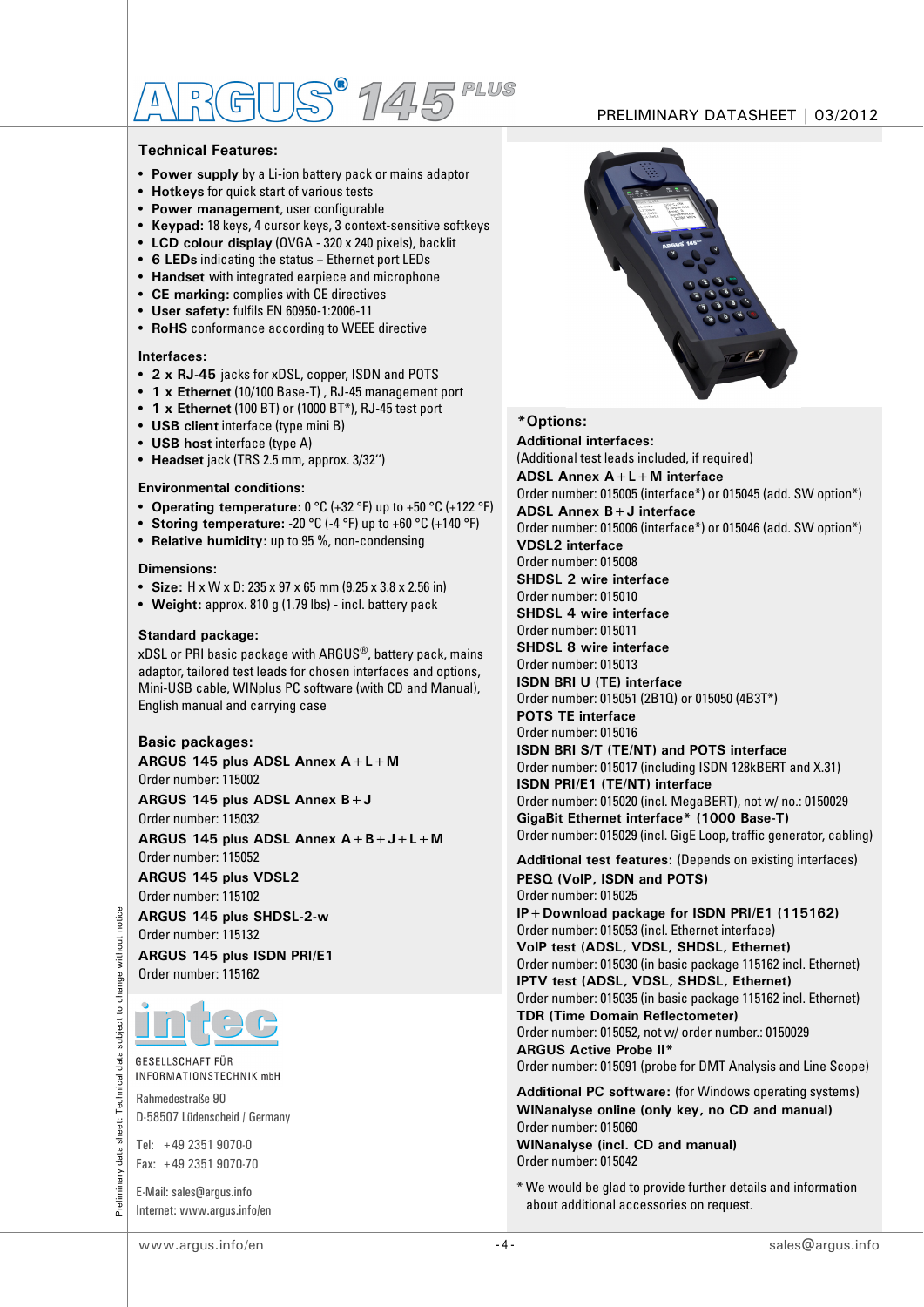# ARGUS® 145 PLUS

PRELIMINARY DATASHEET | 03/2012

## Technical Features:

- **Power supply** by a Li-ion battery pack or mains adaptor
- **Hotkeys** for quick start of various tests
- **Power management**, user configurable
- **Keypad:** 18 keys, 4 cursor keys, 3 context-sensitive softkeys
- **LCD colour display** (QVGA - 320 x 240 pixels), backlit
- **6 LEDs** indicating the status + Ethernet port LEDs
- **Handset** with integrated earpiece and microphone
- **CE marking:** complies with CE directives
- **User safety:** fulfils EN 60950-1:2006-11
- **RoHS** conformance according to WEEE directive

### Interfaces:

- **2 x RJ-45** jacks for xDSL, copper, ISDN and POTS
- **1 x Ethernet** (10/100 Base-T) , RJ-45 management port
- **1 x Ethernet** (100 BT) or (1000 BT*), RJ-45 test port
- **USB client** interface (type mini B)
- **USB host** interface (type A)
- **Headset** jack (TRS 2.5 mm, approx. 3/32'')

### Environmental conditions:

- **Operating temperature:** 0 °C (+32 °F) up to +50 °C (+122 °F)
- **Storing temperature:** -20 °C (-4 °F) up to +60 °C (+140 °F)
- **Relative humidity:** up to 95 %, non-condensing

### Dimensions:

- **Size:** H x W x D: 235 x 97 x 65 mm (9.25 x 3.8 x 2.56 in)
- **Weight:** approx. 810 g (1.79 lbs) - incl. battery pack

### Standard package:

xDSL or PRI basic package with ARGUS®, battery pack, mains adaptor, tailored test leads for chosen interfaces and options, Mini-USB cable, WINplus PC software (with CD and Manual), English manual and carrying case

## Basic packages:

**ARGUS 145 plus ADSL Annex A+L+M**
Order number: 115002

**ARGUS 145 plus ADSL Annex B+J**
Order number: 115032

**ARGUS 145 plus ADSL Annex A+B+J+L+M**
Order number: 115052

**ARGUS 145 plus VDSL2**
Order number: 115102

**ARGUS 145 plus SHDSL-2-w**
Order number: 115132

**ARGUS 145 plus ISDN PRI/E1**
Order number: 115162

## *Options:

### Additional interfaces:

(Additional test leads included, if required)

**ADSL Annex A+L+M interface**
Order number: 015005 (interface*) or 015045 (add. SW option*)

**ADSL Annex B+J interface**
Order number: 015006 (interface*) or 015046 (add. SW option*)

**VDSL2 interface**
Order number: 015008

**SHDSL 2 wire interface**
Order number: 015010

**SHDSL 4 wire interface**
Order number: 015011

**SHDSL 8 wire interface**
Order number: 015013

**ISDN BRI U (TE) interface**
Order number: 015051 (2B1Q) or 015050 (4B3T*)

**POTS TE interface**
Order number: 015016

**ISDN BRI S/T (TE/NT) and POTS interface**
Order number: 015017 (including ISDN 128kBERT and X.31)

**ISDN PRI/E1 (TE/NT) interface**
Order number: 015020 (incl. MegaBERT), not w/ no.: 0150029

**GigaBit Ethernet interface* (1000 Base-T)**
Order number: 015029 (incl. GigE Loop, traffic generator, cabling)

**Additional test features:** (Depends on existing interfaces)

**PESQ (VoIP, ISDN and POTS)**
Order number: 015025

**IP+Download package for ISDN PRI/E1 (115162)**
Order number: 015053 (incl. Ethernet interface)

**VoIP test (ADSL, VDSL, SHDSL, Ethernet)**
Order number: 015030 (in basic package 115162 incl. Ethernet)

**IPTV test (ADSL, VDSL, SHDSL, Ethernet)**
Order number: 015035 (in basic package 115162 incl. Ethernet)

**TDR (Time Domain Reflectometer)**
Order number: 015052, not w/ order number.: 0150029

**ARGUS Active Probe II***
Order number: 015091 (probe for DMT Analysis and Line Scope)

**Additional PC software:** (for Windows operating systems)

**WINanalyse online (only key, no CD and manual)**
Order number: 015060

**WINanalyse (incl. CD and manual)**
Order number: 015042

\* We would be glad to provide further details and information about additional accessories on request.

---

intec
GESELLSCHAFT FÜR INFORMATIONSTECHNIK mbH

Rahmedestraße 90
D-58507 Lüdenscheid / Germany

Tel: +49 2351 9070-0
Fax: +49 2351 9070-70

E-Mail: sales@argus.info
Internet: www.argus.info/en

Preliminary data sheet: Technical data subject to change without notice